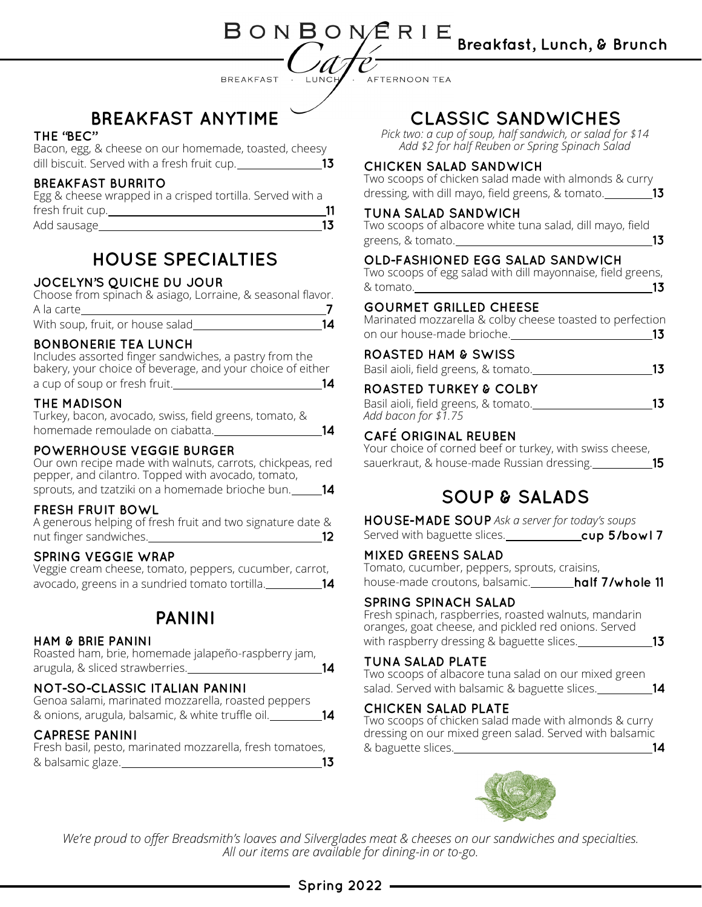# BonBonerie Café

BREAKFAST · LUNCH · AFTERNOON TEA

**Breakfast, Lunch, & Brunch**

## BREAKFAST ANYTIME

### THE "BEC"

Bacon, egg, & cheese on our homemade, toasted, cheesy dill biscuit. Served with a fresh fruit cup. **13**

### BREAKFAST BURRITO

Egg & cheese wrapped in a crisped tortilla. Served with a fresh fruit cup. **11**

Add sausage **13**

## HOUSE SPECIALTIES

### JOCELYN'S QUICHE DU JOUR

Choose from spinach & asiago, Lorraine, & seasonal flavor.

A la carte **7**

With soup, fruit, or house salad **14**

### BONBONERIE TEA LUNCH

Includes assorted finger sandwiches, a pastry from the bakery, your choice of beverage, and your choice of either a cup of soup or fresh fruit. **14**

### THE MADISON

Turkey, bacon, avocado, swiss, field greens, tomato, & homemade remoulade on ciabatta. **14**

### POWERHOUSE VEGGIE BURGER

Our own recipe made with walnuts, carrots, chickpeas, red pepper, and cilantro. Topped with avocado, tomato, sprouts, and tzatziki on a homemade brioche bun. **14**

### FRESH FRUIT BOWL

A generous helping of fresh fruit and two signature date & nut finger sandwiches. **12**

### SPRING VEGGIE WRAP

Veggie cream cheese, tomato, peppers, cucumber, carrot, avocado, greens in a sundried tomato tortilla. **14**

## PANINI

### HAM & BRIE PANINI

Roasted ham, brie, homemade jalapeño-raspberry jam, arugula, & sliced strawberries. **14**

### NOT-SO-CLASSIC ITALIAN PANINI

Genoa salami, marinated mozzarella, roasted peppers & onions, arugula, balsamic, & white truffle oil. **14**

### CAPRESE PANINI

Fresh basil, pesto, marinated mozzarella, fresh tomatoes, & balsamic glaze. **13**

## CLASSIC SANDWICHES

*Pick two: a cup of soup, half sandwich, or salad for $14*
*Add $2 for half Reuben or Spring Spinach Salad*

### CHICKEN SALAD SANDWICH

Two scoops of chicken salad made with almonds & curry dressing, with dill mayo, field greens, & tomato. **13**

### TUNA SALAD SANDWICH

Two scoops of albacore white tuna salad, dill mayo, field greens, & tomato. **13**

### OLD-FASHIONED EGG SALAD SANDWICH

Two scoops of egg salad with dill mayonnaise, field greens, & tomato. **13**

### GOURMET GRILLED CHEESE

Marinated mozzarella & colby cheese toasted to perfection on our house-made brioche. **13**

### ROASTED HAM & SWISS

Basil aioli, field greens, & tomato. **13**

### ROASTED TURKEY & COLBY

Basil aioli, field greens, & tomato. **13**

*Add bacon for $1.75*

### CAFÉ ORIGINAL REUBEN

Your choice of corned beef or turkey, with swiss cheese, sauerkraut, & house-made Russian dressing. **15**

## SOUP & SALADS

### HOUSE-MADE SOUP *Ask a server for today's soups*

Served with baguette slices. **cup 5/bowl 7**

### MIXED GREENS SALAD

Tomato, cucumber, peppers, sprouts, craisins, house-made croutons, balsamic. **half 7/whole 11**

### SPRING SPINACH SALAD

Fresh spinach, raspberries, roasted walnuts, mandarin oranges, goat cheese, and pickled red onions. Served with raspberry dressing & baguette slices. **13**

### TUNA SALAD PLATE

Two scoops of albacore tuna salad on our mixed green salad. Served with balsamic & baguette slices. **14**

### CHICKEN SALAD PLATE

Two scoops of chicken salad made with almonds & curry dressing on our mixed green salad. Served with balsamic & baguette slices. **14**

*We're proud to offer Breadsmith's loaves and Silverglades meat & cheeses on our sandwiches and specialties.*
*All our items are available for dining-in or to-go.*

**Spring 2022**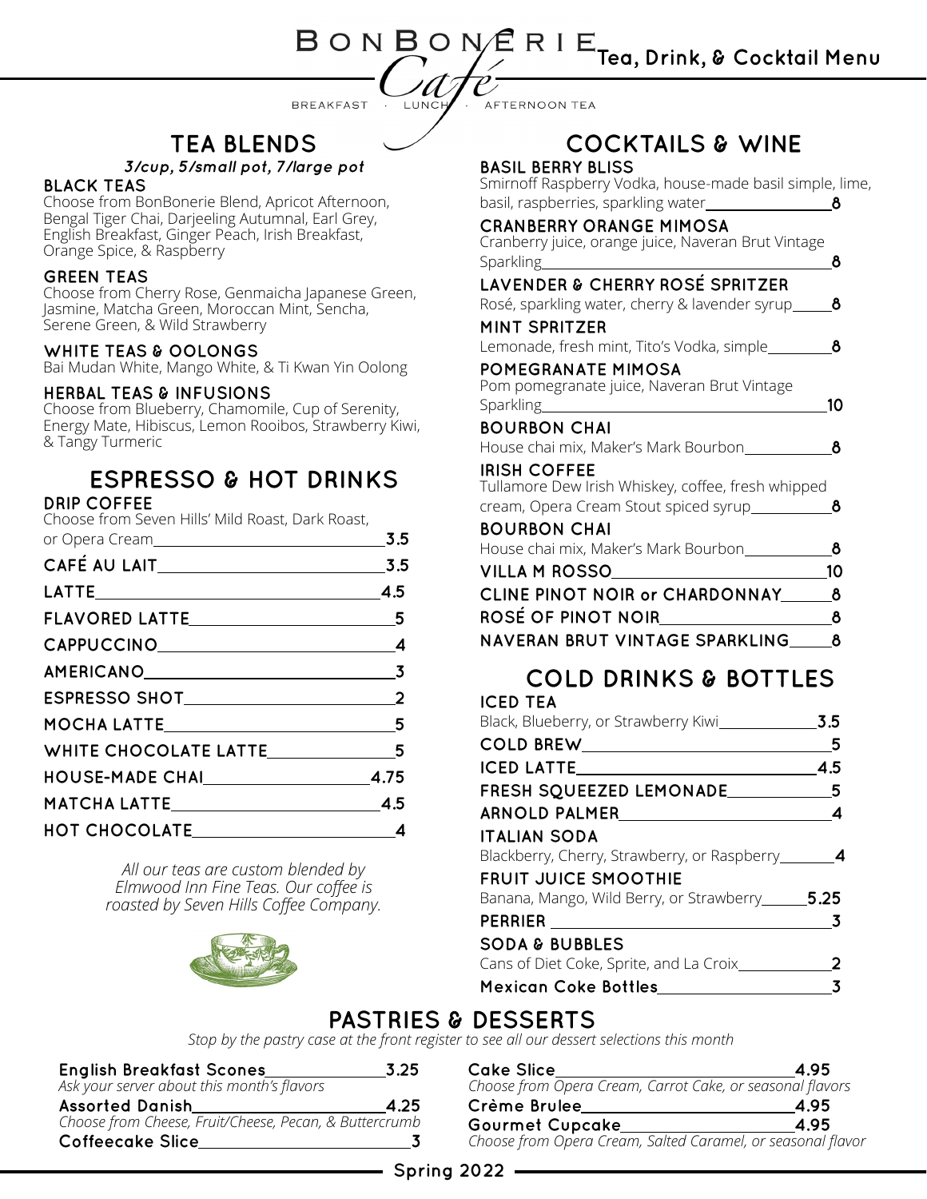# BonBonerie Café

BREAKFAST · LUNCH · AFTERNOON TEA

**Tea, Drink, & Cocktail Menu**

## TEA BLENDS

***3/cup, 5/small pot, 7/large pot***

**BLACK TEAS**
Choose from BonBonerie Blend, Apricot Afternoon, Bengal Tiger Chai, Darjeeling Autumnal, Earl Grey, English Breakfast, Ginger Peach, Irish Breakfast, Orange Spice, & Raspberry

**GREEN TEAS**
Choose from Cherry Rose, Genmaicha Japanese Green, Jasmine, Matcha Green, Moroccan Mint, Sencha, Serene Green, & Wild Strawberry

**WHITE TEAS & OOLONGS**
Bai Mudan White, Mango White, & Ti Kwan Yin Oolong

**HERBAL TEAS & INFUSIONS**
Choose from Blueberry, Chamomile, Cup of Serenity, Energy Mate, Hibiscus, Lemon Rooibos, Strawberry Kiwi, & Tangy Turmeric

## ESPRESSO & HOT DRINKS

**DRIP COFFEE**
Choose from Seven Hills' Mild Roast, Dark Roast, or Opera Cream — 3.5

**CAFÉ AU LAIT** — 3.5

**LATTE** — 4.5

**FLAVORED LATTE** — 5

**CAPPUCCINO** — 4

**AMERICANO** — 3

**ESPRESSO SHOT** — 2

**MOCHA LATTE** — 5

**WHITE CHOCOLATE LATTE** — 5

**HOUSE-MADE CHAI** — 4.75

**MATCHA LATTE** — 4.5

**HOT CHOCOLATE** — 4

*All our teas are custom blended by Elmwood Inn Fine Teas. Our coffee is roasted by Seven Hills Coffee Company.*

## COCKTAILS & WINE

**BASIL BERRY BLISS**
Smirnoff Raspberry Vodka, house-made basil simple, lime, basil, raspberries, sparkling water — 8

**CRANBERRY ORANGE MIMOSA**
Cranberry juice, orange juice, Naveran Brut Vintage Sparkling — 8

**LAVENDER & CHERRY ROSÉ SPRITZER**
Rosé, sparkling water, cherry & lavender syrup — 8

**MINT SPRITZER**
Lemonade, fresh mint, Tito's Vodka, simple — 8

**POMEGRANATE MIMOSA**
Pom pomegranate juice, Naveran Brut Vintage Sparkling — 10

**BOURBON CHAI**
House chai mix, Maker's Mark Bourbon — 8

**IRISH COFFEE**
Tullamore Dew Irish Whiskey, coffee, fresh whipped cream, Opera Cream Stout spiced syrup — 8

**BOURBON CHAI**
House chai mix, Maker's Mark Bourbon — 8

**VILLA M ROSSO** — 10

**CLINE PINOT NOIR or CHARDONNAY** — 8

**ROSÉ OF PINOT NOIR** — 8

**NAVERAN BRUT VINTAGE SPARKLING** — 8

## COLD DRINKS & BOTTLES

**ICED TEA**
Black, Blueberry, or Strawberry Kiwi — 3.5

**COLD BREW** — 5

**ICED LATTE** — 4.5

**FRESH SQUEEZED LEMONADE** — 5

**ARNOLD PALMER** — 4

**ITALIAN SODA**
Blackberry, Cherry, Strawberry, or Raspberry — 4

**FRUIT JUICE SMOOTHIE**
Banana, Mango, Wild Berry, or Strawberry — 5.25

**PERRIER** — 3

**SODA & BUBBLES**
Cans of Diet Coke, Sprite, and La Croix — 2

**Mexican Coke Bottles** — 3

## PASTRIES & DESSERTS

*Stop by the pastry case at the front register to see all our dessert selections this month*

**English Breakfast Scones** — 3.25
*Ask your server about this month's flavors*

**Assorted Danish** — 4.25
*Choose from Cheese, Fruit/Cheese, Pecan, & Buttercrumb*

**Coffeecake Slice** — 3

**Cake Slice** — 4.95
*Choose from Opera Cream, Carrot Cake, or seasonal flavors*

**Crème Brulee** — 4.95

**Gourmet Cupcake** — 4.95
*Choose from Opera Cream, Salted Caramel, or seasonal flavor*

Spring 2022